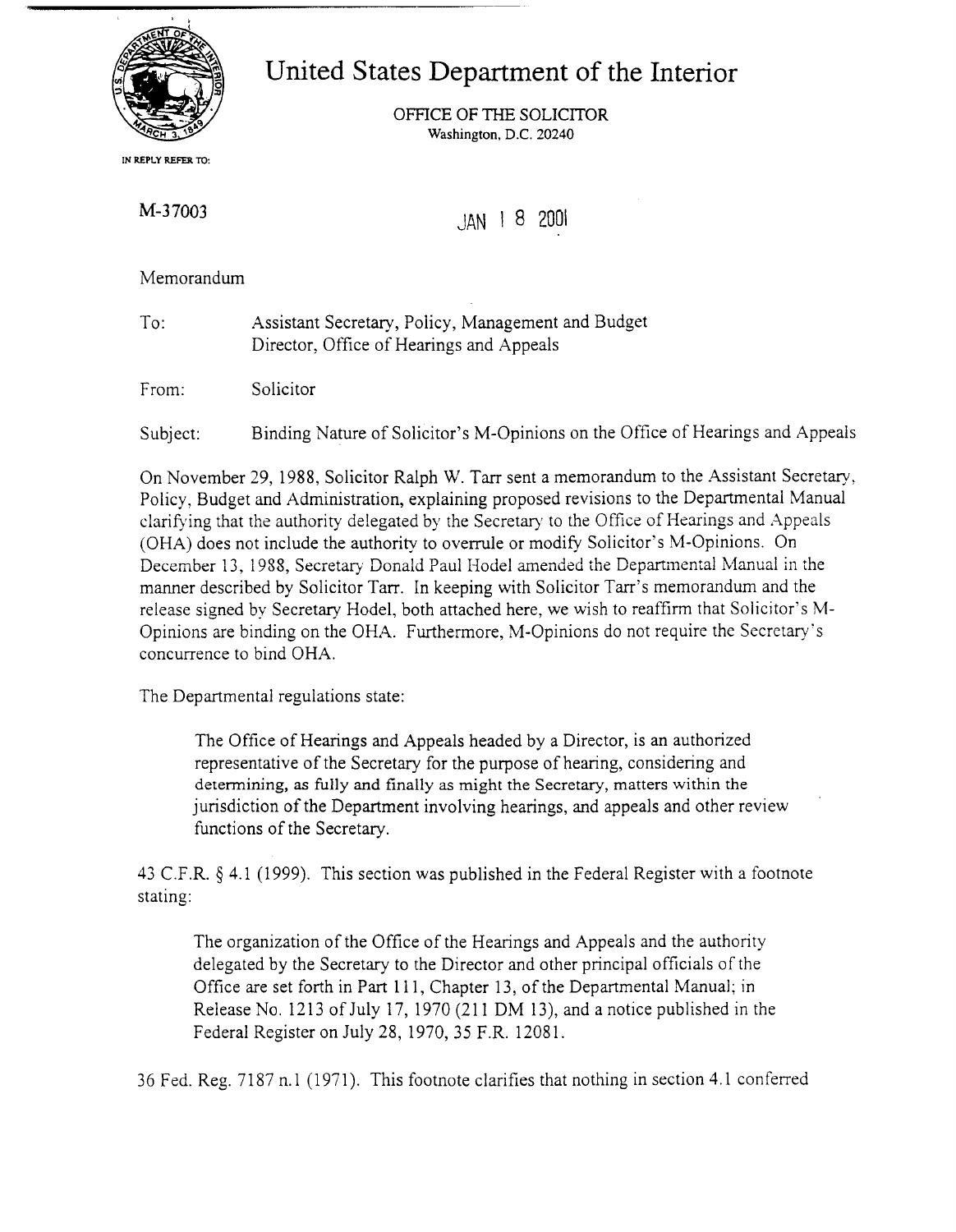# United States Department of the Interior

OFFICE OF THE SOLICITOR
Washington, D.C. 20240

IN REPLY REFER TO:

M-37003

JAN 18 2001

Memorandum

To: Assistant Secretary, Policy, Management and Budget
Director, Office of Hearings and Appeals

From: Solicitor

Subject: Binding Nature of Solicitor's M-Opinions on the Office of Hearings and Appeals

On November 29, 1988, Solicitor Ralph W. Tarr sent a memorandum to the Assistant Secretary, Policy, Budget and Administration, explaining proposed revisions to the Departmental Manual clarifying that the authority delegated by the Secretary to the Office of Hearings and Appeals (OHA) does not include the authority to overrule or modify Solicitor's M-Opinions. On December 13, 1988, Secretary Donald Paul Hodel amended the Departmental Manual in the manner described by Solicitor Tarr. In keeping with Solicitor Tarr's memorandum and the release signed by Secretary Hodel, both attached here, we wish to reaffirm that Solicitor's M-Opinions are binding on the OHA. Furthermore, M-Opinions do not require the Secretary's concurrence to bind OHA.

The Departmental regulations state:

> The Office of Hearings and Appeals headed by a Director, is an authorized representative of the Secretary for the purpose of hearing, considering and determining, as fully and finally as might the Secretary, matters within the jurisdiction of the Department involving hearings, and appeals and other review functions of the Secretary.

43 C.F.R. § 4.1 (1999). This section was published in the Federal Register with a footnote stating:

> The organization of the Office of the Hearings and Appeals and the authority delegated by the Secretary to the Director and other principal officials of the Office are set forth in Part 111, Chapter 13, of the Departmental Manual; in Release No. 1213 of July 17, 1970 (211 DM 13), and a notice published in the Federal Register on July 28, 1970, 35 F.R. 12081.

36 Fed. Reg. 7187 n.1 (1971). This footnote clarifies that nothing in section 4.1 conferred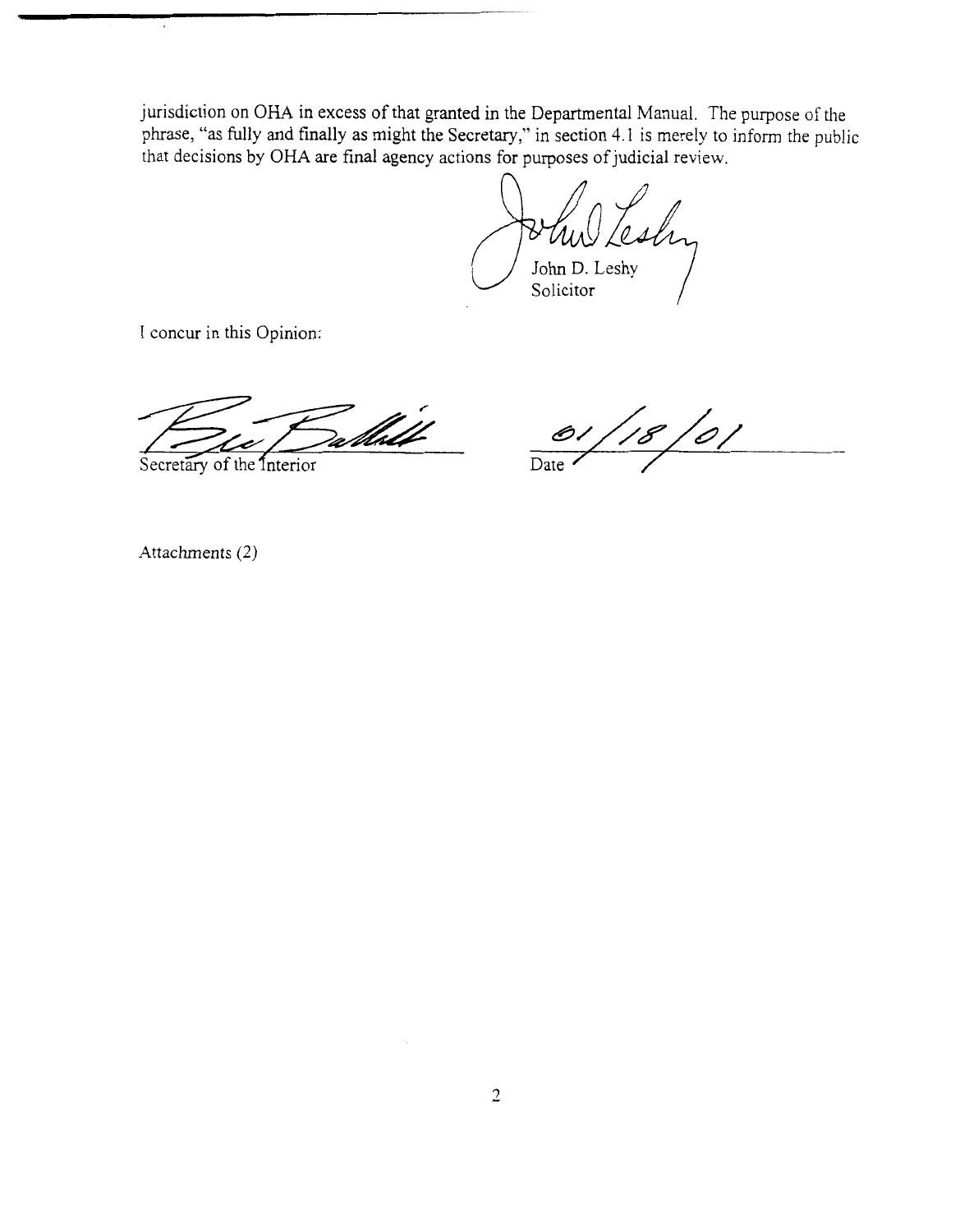jurisdiction on OHA in excess of that granted in the Departmental Manual. The purpose of the phrase, "as fully and finally as might the Secretary," in section 4.1 is merely to inform the public that decisions by OHA are final agency actions for purposes of judicial review.

John D. Leshy
Solicitor

I concur in this Opinion:

Secretary of the Interior

01/18/01
Date

Attachments (2)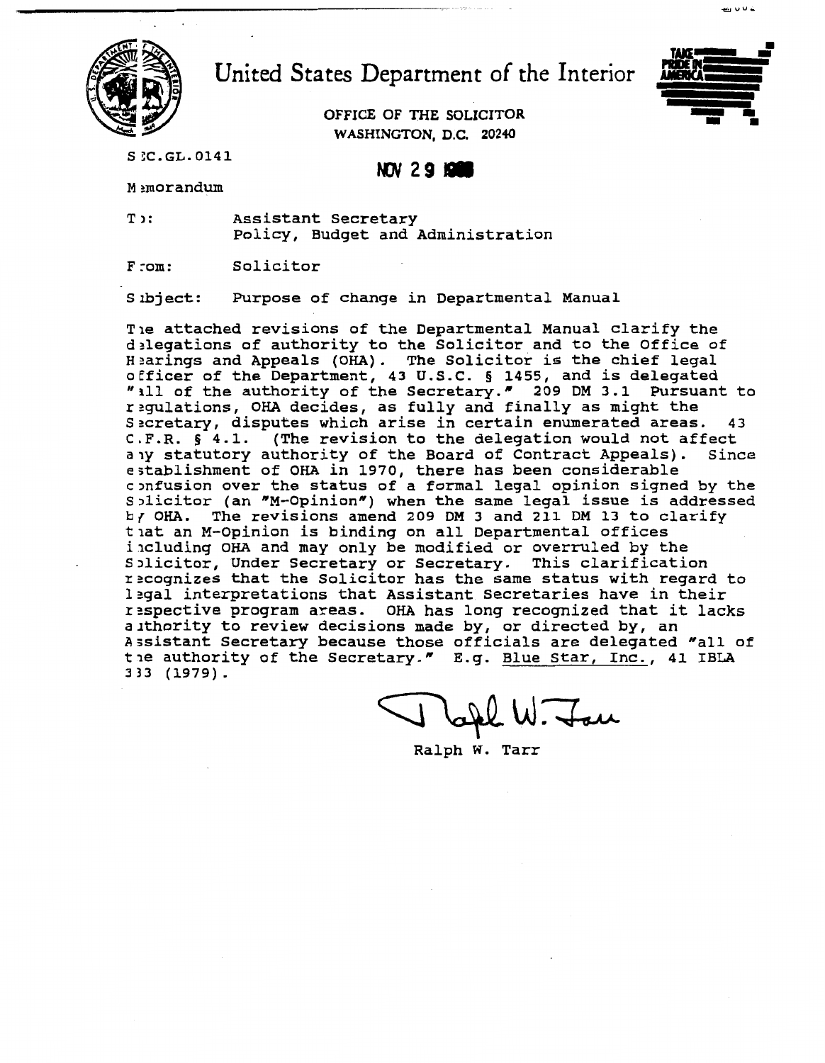# United States Department of the Interior

OFFICE OF THE SOLICITOR
WASHINGTON, D.C. 20240

SOC.GL.0141

NOV 29 1988

Memorandum

To: Assistant Secretary
Policy, Budget and Administration

From: Solicitor

Subject: Purpose of change in Departmental Manual

The attached revisions of the Departmental Manual clarify the delegations of authority to the Solicitor and to the Office of Hearings and Appeals (OHA). The Solicitor is the chief legal officer of the Department, 43 U.S.C. § 1455, and is delegated "all of the authority of the Secretary." 209 DM 3.1 Pursuant to regulations, OHA decides, as fully and finally as might the Secretary, disputes which arise in certain enumerated areas. 43 C.F.R. § 4.1. (The revision to the delegation would not affect any statutory authority of the Board of Contract Appeals). Since establishment of OHA in 1970, there has been considerable confusion over the status of a formal legal opinion signed by the Solicitor (an "M-Opinion") when the same legal issue is addressed by OHA. The revisions amend 209 DM 3 and 211 DM 13 to clarify that an M-Opinion is binding on all Departmental offices including OHA and may only be modified or overruled by the Solicitor, Under Secretary or Secretary. This clarification recognizes that the Solicitor has the same status with regard to legal interpretations that Assistant Secretaries have in their respective program areas. OHA has long recognized that it lacks authority to review decisions made by, or directed by, an Assistant Secretary because those officials are delegated "all of the authority of the Secretary." E.g. Blue Star, Inc., 41 IBLA 333 (1979).

Ralph W. Tarr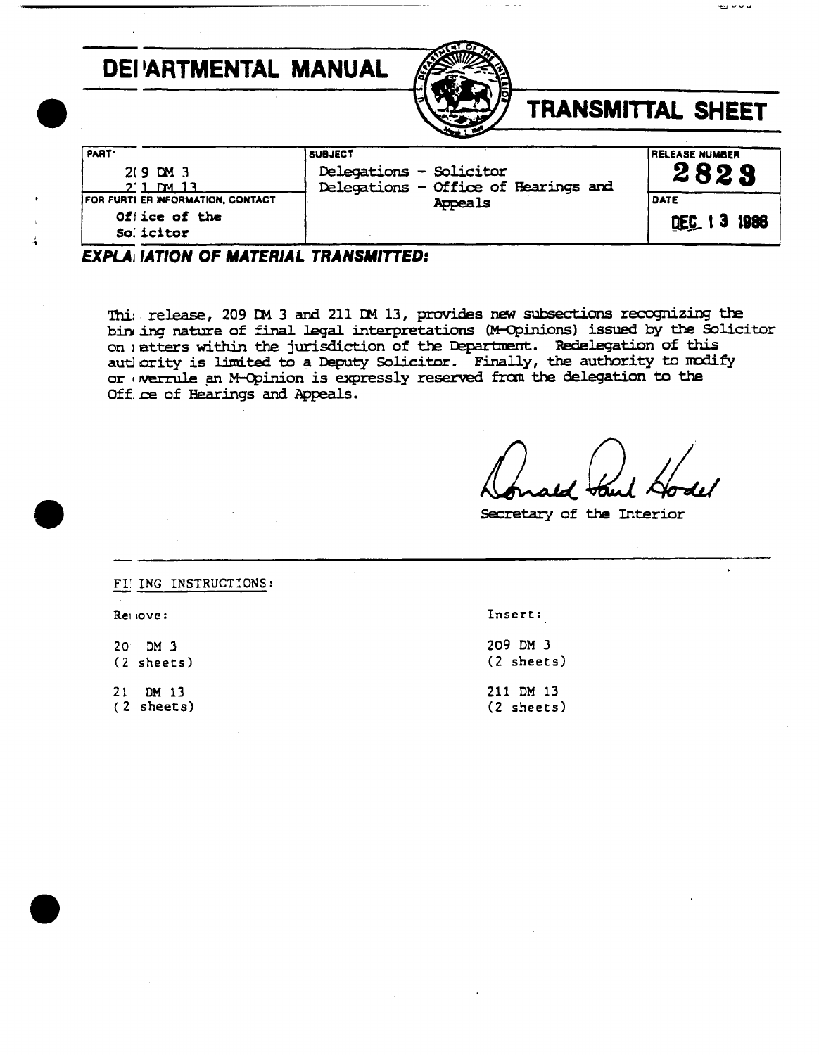# DEPARTMENTAL MANUAL

# TRANSMITTAL SHEET

| PART | SUBJECT | RELEASE NUMBER |
|---|---|---|
| 209 DM 3<br>211 DM 13 | Delegations - Solicitor<br>Delegations - Office of Hearings and Appeals | 2823 |
| FOR FURTHER INFORMATION, CONTACT<br>Office of the Solicitor | | DATE<br>DEC 13 1988 |

***EXPLANATION OF MATERIAL TRANSMITTED:***

This release, 209 DM 3 and 211 DM 13, provides new subsections recognizing the binding nature of final legal interpretations (M-Opinions) issued by the Solicitor on matters within the jurisdiction of the Department. Redelegation of this authority is limited to a Deputy Solicitor. Finally, the authority to modify or overrule an M-Opinion is expressly reserved from the delegation to the Office of Hearings and Appeals.

Donald Paul Hodel
Secretary of the Interior

FILING INSTRUCTIONS:

| Remove: | Insert: |
|---|---|
| 209 DM 3<br>(2 sheets) | 209 DM 3<br>(2 sheets) |
| 211 DM 13<br>(2 sheets) | 211 DM 13<br>(2 sheets) |